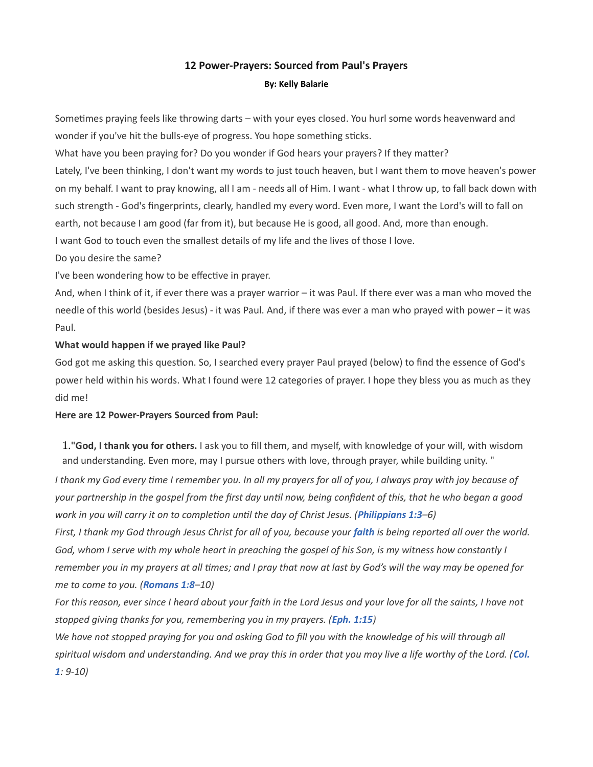# 12 Power-Prayers: Sourced from Paul's Prayers

**By: Kelly Balarie**

Sometimes praying feels like throwing darts – with your eyes closed. You hurl some words heavenward and wonder if you've hit the bulls-eye of progress. You hope something sticks.

What have you been praying for? Do you wonder if God hears your prayers? If they matter?

Lately, I've been thinking, I don't want my words to just touch heaven, but I want them to move heaven's power on my behalf. I want to pray knowing, all I am - needs all of Him. I want - what I throw up, to fall back down with such strength - God's fingerprints, clearly, handled my every word. Even more, I want the Lord's will to fall on earth, not because I am good (far from it), but because He is good, all good. And, more than enough.

I want God to touch even the smallest details of my life and the lives of those I love.

Do you desire the same?

I've been wondering how to be effective in prayer.

And, when I think of it, if ever there was a prayer warrior – it was Paul. If there ever was a man who moved the needle of this world (besides Jesus) - it was Paul. And, if there was ever a man who prayed with power – it was Paul.

**What would happen if we prayed like Paul?**

God got me asking this question. So, I searched every prayer Paul prayed (below) to find the essence of God's power held within his words. What I found were 12 categories of prayer. I hope they bless you as much as they did me!

**Here are 12 Power-Prayers Sourced from Paul:**

1. **"God, I thank you for others.** I ask you to fill them, and myself, with knowledge of your will, with wisdom and understanding. Even more, may I pursue others with love, through prayer, while building unity. "

*I thank my God every time I remember you. In all my prayers for all of you, I always pray with joy because of your partnership in the gospel from the first day until now, being confident of this, that he who began a good work in you will carry it on to completion until the day of Christ Jesus. (**Philippians 1:3**–6)*

*First, I thank my God through Jesus Christ for all of you, because your **faith** is being reported all over the world. God, whom I serve with my whole heart in preaching the gospel of his Son, is my witness how constantly I remember you in my prayers at all times; and I pray that now at last by God's will the way may be opened for me to come to you. (**Romans 1:8**–10)*

*For this reason, ever since I heard about your faith in the Lord Jesus and your love for all the saints, I have not stopped giving thanks for you, remembering you in my prayers. (**Eph. 1:15**)*

*We have not stopped praying for you and asking God to fill you with the knowledge of his will through all spiritual wisdom and understanding. And we pray this in order that you may live a life worthy of the Lord. (**Col. 1**: 9-10)*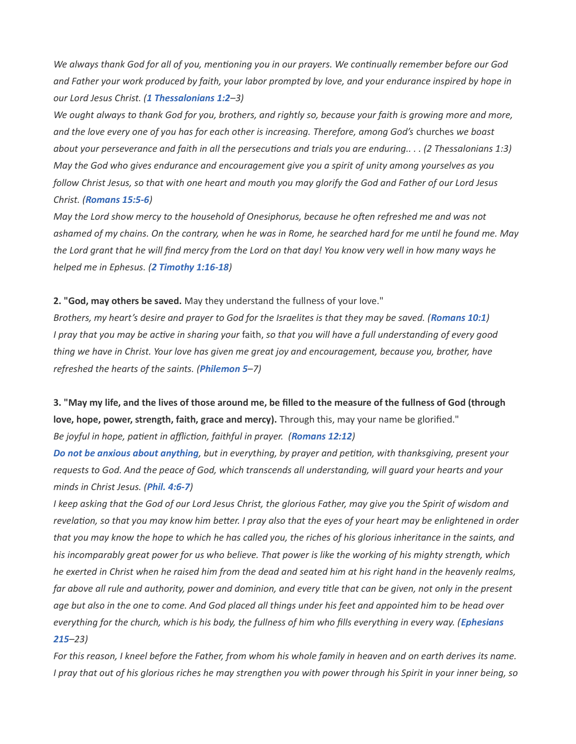*We always thank God for all of you, mentioning you in our prayers. We continually remember before our God and Father your work produced by faith, your labor prompted by love, and your endurance inspired by hope in our Lord Jesus Christ. (**1 Thessalonians 1:2**–3)*

*We ought always to thank God for you, brothers, and rightly so, because your faith is growing more and more, and the love every one of you has for each other is increasing. Therefore, among God's* churches *we boast about your perseverance and faith in all the persecutions and trials you are enduring.. . . (2 Thessalonians 1:3)*

*May the God who gives endurance and encouragement give you a spirit of unity among yourselves as you follow Christ Jesus, so that with one heart and mouth you may glorify the God and Father of our Lord Jesus Christ. (**Romans 15:5-6**)*

*May the Lord show mercy to the household of Onesiphorus, because he often refreshed me and was not ashamed of my chains. On the contrary, when he was in Rome, he searched hard for me until he found me. May the Lord grant that he will find mercy from the Lord on that day! You know very well in how many ways he helped me in Ephesus. (**2 Timothy 1:16-18**)*

**2. "God, may others be saved.** May they understand the fullness of your love."

*Brothers, my heart's desire and prayer to God for the Israelites is that they may be saved. (**Romans 10:1**)*

*I pray that you may be active in sharing your* faith, *so that you will have a full understanding of every good thing we have in Christ. Your love has given me great joy and encouragement, because you, brother, have refreshed the hearts of the saints. (**Philemon 5**–7)*

**3. "May my life, and the lives of those around me, be filled to the measure of the fullness of God (through love, hope, power, strength, faith, grace and mercy).** Through this, may your name be glorified."

*Be joyful in hope, patient in affliction, faithful in prayer. (**Romans 12:12**)*

***Do not be anxious about anything**, but in everything, by prayer and petition, with thanksgiving, present your requests to God. And the peace of God, which transcends all understanding, will guard your hearts and your minds in Christ Jesus. (**Phil. 4:6-7**)*

*I keep asking that the God of our Lord Jesus Christ, the glorious Father, may give you the Spirit of wisdom and revelation, so that you may know him better. I pray also that the eyes of your heart may be enlightened in order that you may know the hope to which he has called you, the riches of his glorious inheritance in the saints, and his incomparably great power for us who believe. That power is like the working of his mighty strength, which he exerted in Christ when he raised him from the dead and seated him at his right hand in the heavenly realms, far above all rule and authority, power and dominion, and every title that can be given, not only in the present age but also in the one to come. And God placed all things under his feet and appointed him to be head over everything for the church, which is his body, the fullness of him who fills everything in every way. (**Ephesians 215**–23)*

*For this reason, I kneel before the Father, from whom his whole family in heaven and on earth derives its name. I pray that out of his glorious riches he may strengthen you with power through his Spirit in your inner being, so*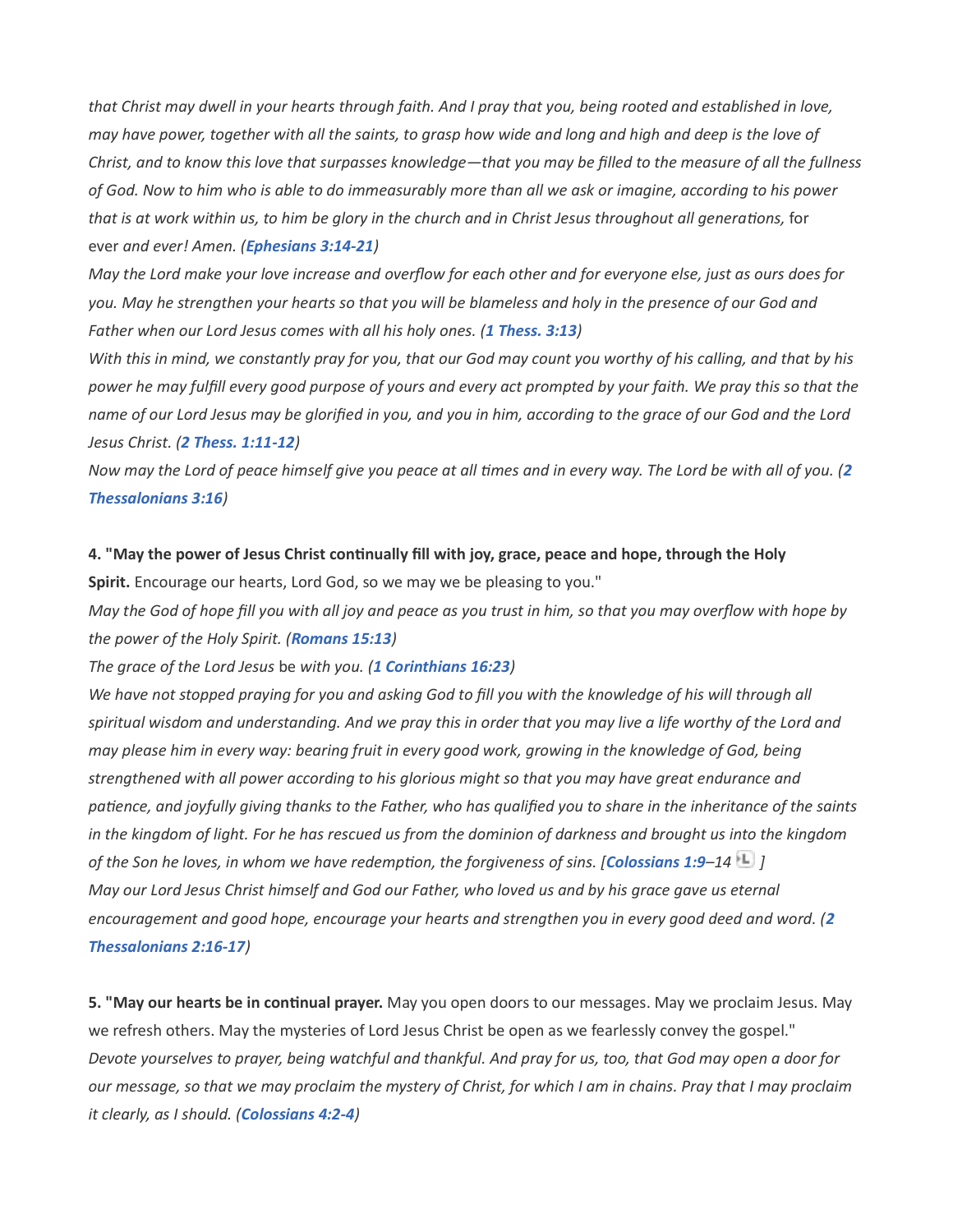*that Christ may dwell in your hearts through faith. And I pray that you, being rooted and established in love, may have power, together with all the saints, to grasp how wide and long and high and deep is the love of Christ, and to know this love that surpasses knowledge—that you may be filled to the measure of all the fullness of God. Now to him who is able to do immeasurably more than all we ask or imagine, according to his power that is at work within us, to him be glory in the church and in Christ Jesus throughout all generations,* for ever *and ever! Amen. (**Ephesians 3:14-21**)*

*May the Lord make your love increase and overflow for each other and for everyone else, just as ours does for you. May he strengthen your hearts so that you will be blameless and holy in the presence of our God and Father when our Lord Jesus comes with all his holy ones. (**1 Thess. 3:13**)*

*With this in mind, we constantly pray for you, that our God may count you worthy of his calling, and that by his power he may fulfill every good purpose of yours and every act prompted by your faith. We pray this so that the name of our Lord Jesus may be glorified in you, and you in him, according to the grace of our God and the Lord Jesus Christ. (**2 Thess. 1:11-12**)*

*Now may the Lord of peace himself give you peace at all times and in every way. The Lord be with all of you. (**2 Thessalonians 3:16**)*

**4. "May the power of Jesus Christ continually fill with joy, grace, peace and hope, through the Holy Spirit.** Encourage our hearts, Lord God, so we may we be pleasing to you."

*May the God of hope fill you with all joy and peace as you trust in him, so that you may overflow with hope by the power of the Holy Spirit. (**Romans 15:13**)*

*The grace of the Lord Jesus* be *with you. (**1 Corinthians 16:23**)*

*We have not stopped praying for you and asking God to fill you with the knowledge of his will through all spiritual wisdom and understanding. And we pray this in order that you may live a life worthy of the Lord and may please him in every way: bearing fruit in every good work, growing in the knowledge of God, being strengthened with all power according to his glorious might so that you may have great endurance and patience, and joyfully giving thanks to the Father, who has qualified you to share in the inheritance of the saints in the kingdom of light. For he has rescued us from the dominion of darkness and brought us into the kingdom of the Son he loves, in whom we have redemption, the forgiveness of sins. [**Colossians 1:9**–14 ]*

*May our Lord Jesus Christ himself and God our Father, who loved us and by his grace gave us eternal encouragement and good hope, encourage your hearts and strengthen you in every good deed and word. (**2 Thessalonians 2:16-17**)*

**5. "May our hearts be in continual prayer.** May you open doors to our messages. May we proclaim Jesus. May we refresh others. May the mysteries of Lord Jesus Christ be open as we fearlessly convey the gospel."

*Devote yourselves to prayer, being watchful and thankful. And pray for us, too, that God may open a door for our message, so that we may proclaim the mystery of Christ, for which I am in chains. Pray that I may proclaim it clearly, as I should. (**Colossians 4:2-4**)*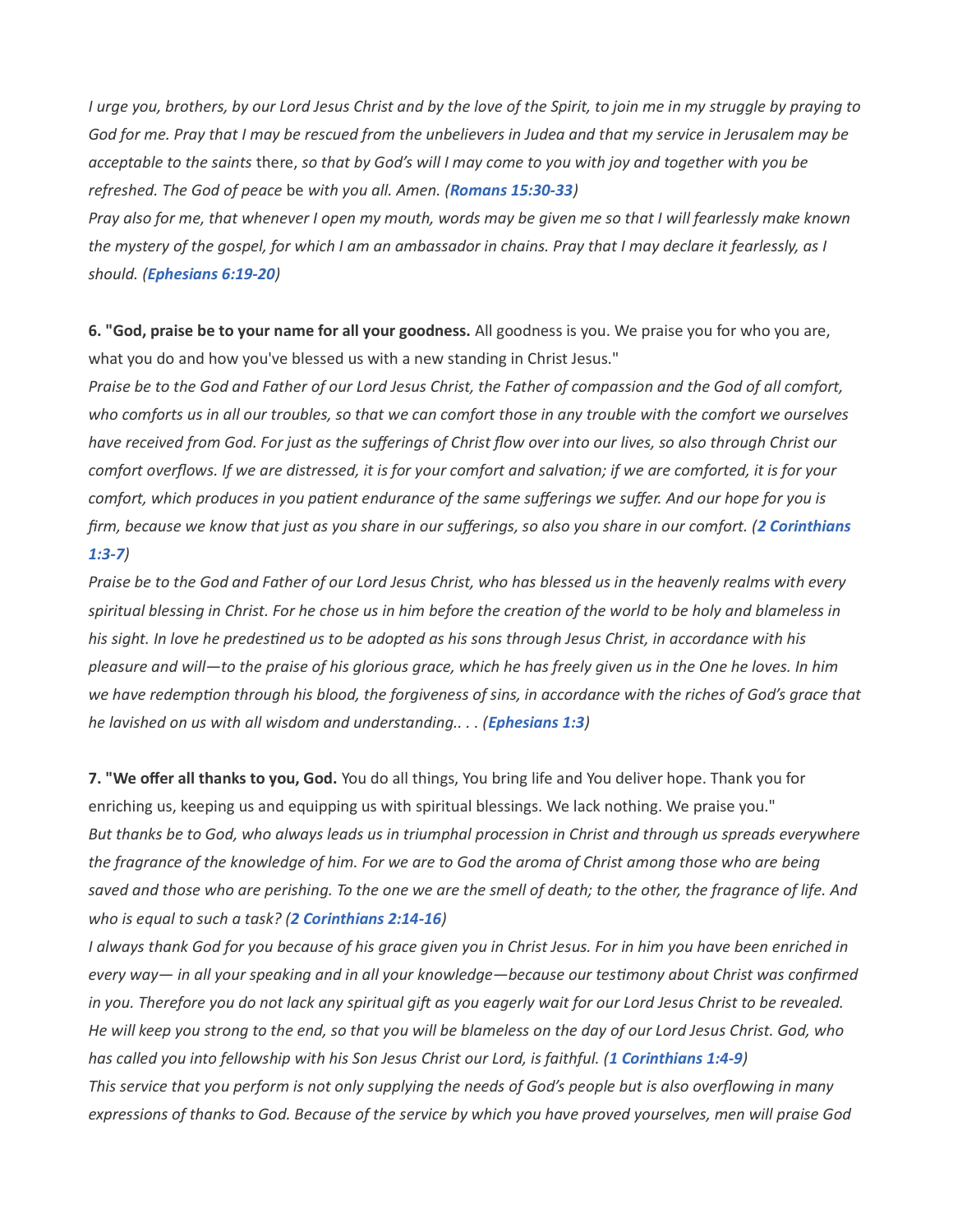*I urge you, brothers, by our Lord Jesus Christ and by the love of the Spirit, to join me in my struggle by praying to God for me. Pray that I may be rescued from the unbelievers in Judea and that my service in Jerusalem may be acceptable to the saints* there, *so that by God's will I may come to you with joy and together with you be refreshed. The God of peace* be *with you all. Amen. (**Romans 15:30-33**)*

*Pray also for me, that whenever I open my mouth, words may be given me so that I will fearlessly make known the mystery of the gospel, for which I am an ambassador in chains. Pray that I may declare it fearlessly, as I should. (**Ephesians 6:19-20**)*

6. **"God, praise be to your name for all your goodness.** All goodness is you. We praise you for who you are, what you do and how you've blessed us with a new standing in Christ Jesus."

*Praise be to the God and Father of our Lord Jesus Christ, the Father of compassion and the God of all comfort, who comforts us in all our troubles, so that we can comfort those in any trouble with the comfort we ourselves have received from God. For just as the sufferings of Christ flow over into our lives, so also through Christ our comfort overflows. If we are distressed, it is for your comfort and salvation; if we are comforted, it is for your comfort, which produces in you patient endurance of the same sufferings we suffer. And our hope for you is firm, because we know that just as you share in our sufferings, so also you share in our comfort. (**2 Corinthians 1:3-7**)*

*Praise be to the God and Father of our Lord Jesus Christ, who has blessed us in the heavenly realms with every spiritual blessing in Christ. For he chose us in him before the creation of the world to be holy and blameless in his sight. In love he predestined us to be adopted as his sons through Jesus Christ, in accordance with his pleasure and will—to the praise of his glorious grace, which he has freely given us in the One he loves. In him we have redemption through his blood, the forgiveness of sins, in accordance with the riches of God's grace that he lavished on us with all wisdom and understanding.. . . (**Ephesians 1:3**)*

7. **"We offer all thanks to you, God.** You do all things, You bring life and You deliver hope. Thank you for enriching us, keeping us and equipping us with spiritual blessings. We lack nothing. We praise you."

*But thanks be to God, who always leads us in triumphal procession in Christ and through us spreads everywhere the fragrance of the knowledge of him. For we are to God the aroma of Christ among those who are being saved and those who are perishing. To the one we are the smell of death; to the other, the fragrance of life. And who is equal to such a task? (**2 Corinthians 2:14-16**)*

*I always thank God for you because of his grace given you in Christ Jesus. For in him you have been enriched in every way— in all your speaking and in all your knowledge—because our testimony about Christ was confirmed in you. Therefore you do not lack any spiritual gift as you eagerly wait for our Lord Jesus Christ to be revealed. He will keep you strong to the end, so that you will be blameless on the day of our Lord Jesus Christ. God, who has called you into fellowship with his Son Jesus Christ our Lord, is faithful. (**1 Corinthians 1:4-9**)*

*This service that you perform is not only supplying the needs of God's people but is also overflowing in many expressions of thanks to God. Because of the service by which you have proved yourselves, men will praise God*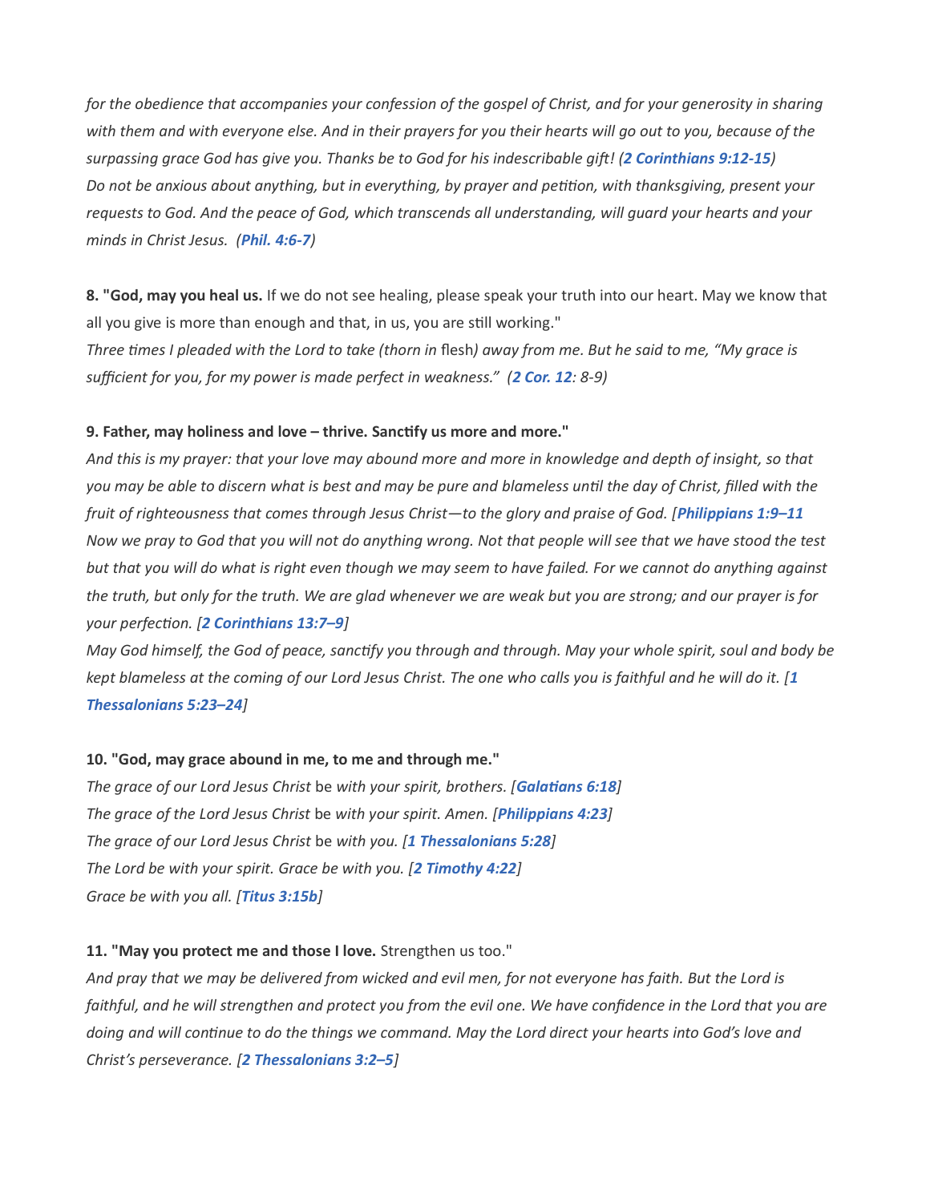*for the obedience that accompanies your confession of the gospel of Christ, and for your generosity in sharing with them and with everyone else. And in their prayers for you their hearts will go out to you, because of the surpassing grace God has give you. Thanks be to God for his indescribable gift! (**2 Corinthians 9:12-15**)*
*Do not be anxious about anything, but in everything, by prayer and petition, with thanksgiving, present your requests to God. And the peace of God, which transcends all understanding, will guard your hearts and your minds in Christ Jesus. (**Phil. 4:6-7**)*

**8. "God, may you heal us.** If we do not see healing, please speak your truth into our heart. May we know that all you give is more than enough and that, in us, you are still working."
*Three times I pleaded with the Lord to take (thorn in* flesh*) away from me. But he said to me, "My grace is sufficient for you, for my power is made perfect in weakness." (**2 Cor. 12**: 8-9)*

**9. Father, may holiness and love – thrive. Sanctify us more and more."**
*And this is my prayer: that your love may abound more and more in knowledge and depth of insight, so that you may be able to discern what is best and may be pure and blameless until the day of Christ, filled with the fruit of righteousness that comes through Jesus Christ—to the glory and praise of God. [**Philippians 1:9–11***
*Now we pray to God that you will not do anything wrong. Not that people will see that we have stood the test but that you will do what is right even though we may seem to have failed. For we cannot do anything against the truth, but only for the truth. We are glad whenever we are weak but you are strong; and our prayer is for your perfection. [**2 Corinthians 13:7–9**]*
*May God himself, the God of peace, sanctify you through and through. May your whole spirit, soul and body be kept blameless at the coming of our Lord Jesus Christ. The one who calls you is faithful and he will do it. [**1 Thessalonians 5:23–24**]*

**10. "God, may grace abound in me, to me and through me."**
*The grace of our Lord Jesus Christ* be *with your spirit, brothers. [**Galatians 6:18**]*
*The grace of the Lord Jesus Christ* be *with your spirit. Amen. [**Philippians 4:23**]*
*The grace of our Lord Jesus Christ* be *with you. [**1 Thessalonians 5:28**]*
*The Lord be with your spirit. Grace be with you. [**2 Timothy 4:22**]*
*Grace be with you all. [**Titus 3:15b**]*

**11. "May you protect me and those I love.** Strengthen us too."
*And pray that we may be delivered from wicked and evil men, for not everyone has faith. But the Lord is faithful, and he will strengthen and protect you from the evil one. We have confidence in the Lord that you are doing and will continue to do the things we command. May the Lord direct your hearts into God's love and Christ's perseverance. [**2 Thessalonians 3:2–5**]*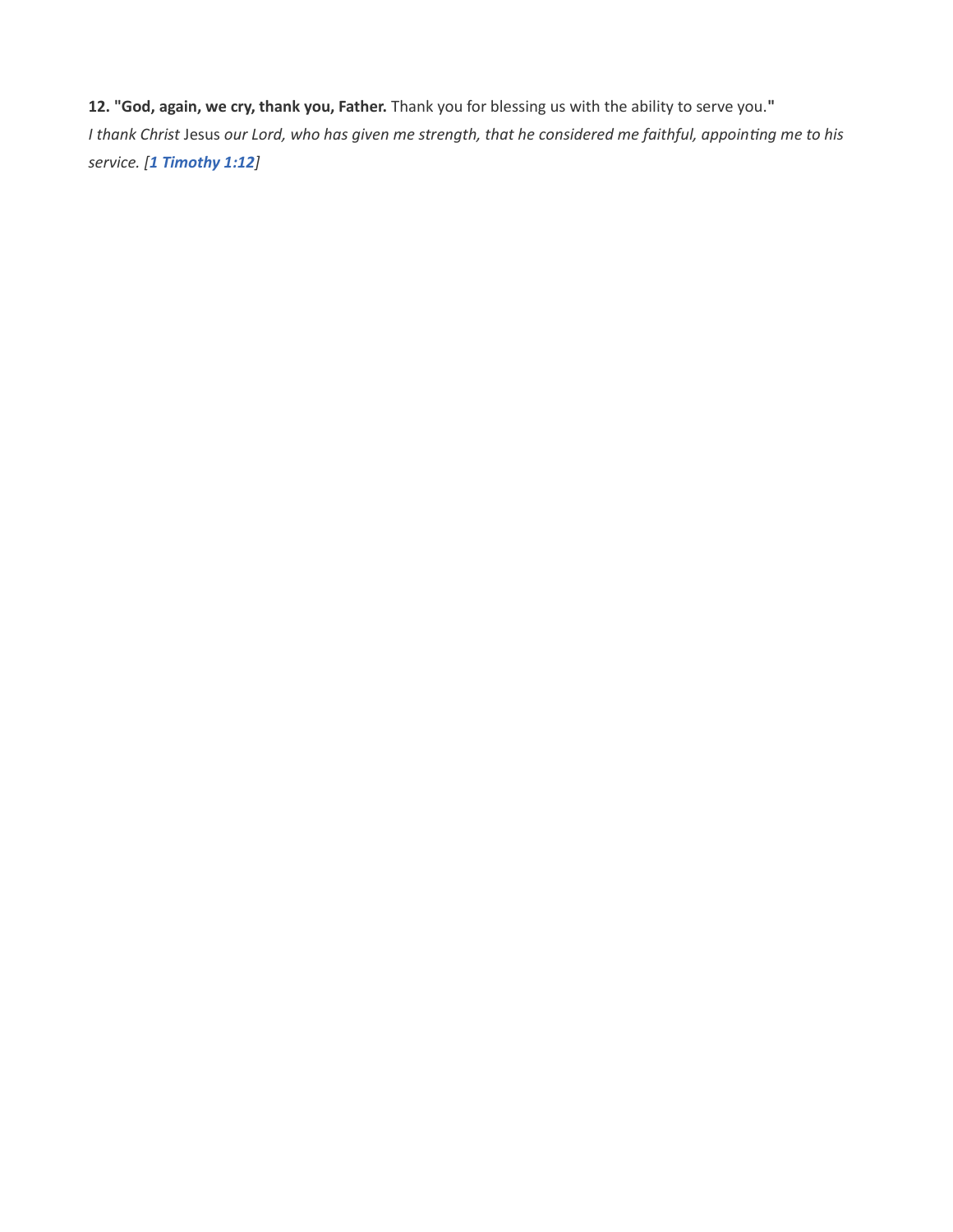**12. "God, again, we cry, thank you, Father.** Thank you for blessing us with the ability to serve you.**"**
*I thank Christ* Jesus *our Lord, who has given me strength, that he considered me faithful, appointing me to his service. [**1 Timothy 1:12**]*